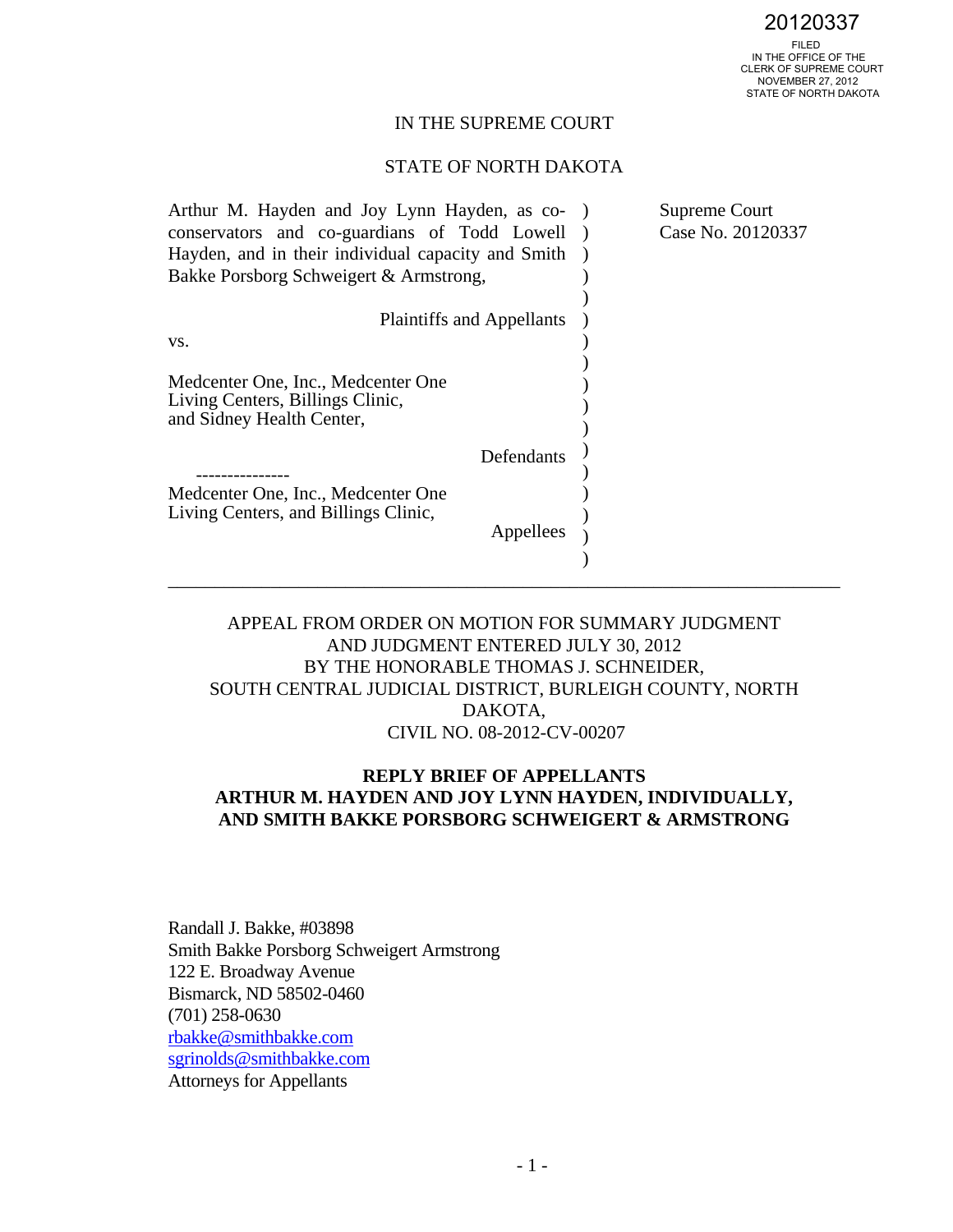20120337

FILED
IN THE OFFICE OF THE
CLERK OF SUPREME COURT
NOVEMBER 27, 2012
STATE OF NORTH DAKOTA

IN THE SUPREME COURT

STATE OF NORTH DAKOTA

| | |
|---|---|
| Arthur M. Hayden and Joy Lynn Hayden, as co-conservators and co-guardians of Todd Lowell Hayden, and in their individual capacity and Smith Bakke Porsborg Schweigert & Armstrong,<br><br>Plaintiffs and Appellants<br><br>vs.<br><br>Medcenter One, Inc., Medcenter One Living Centers, Billings Clinic, and Sidney Health Center,<br><br>Defendants<br><br>---------------<br><br>Medcenter One, Inc., Medcenter One Living Centers, and Billings Clinic,<br><br>Appellees | Supreme Court Case No. 20120337 |

---

APPEAL FROM ORDER ON MOTION FOR SUMMARY JUDGMENT
AND JUDGMENT ENTERED JULY 30, 2012
BY THE HONORABLE THOMAS J. SCHNEIDER,
SOUTH CENTRAL JUDICIAL DISTRICT, BURLEIGH COUNTY, NORTH DAKOTA,
CIVIL NO. 08-2012-CV-00207

**REPLY BRIEF OF APPELLANTS**
**ARTHUR M. HAYDEN AND JOY LYNN HAYDEN, INDIVIDUALLY,**
**AND SMITH BAKKE PORSBORG SCHWEIGERT & ARMSTRONG**

Randall J. Bakke, #03898
Smith Bakke Porsborg Schweigert Armstrong
122 E. Broadway Avenue
Bismarck, ND 58502-0460
(701) 258-0630
rbakke@smithbakke.com
sgrinolds@smithbakke.com
Attorneys for Appellants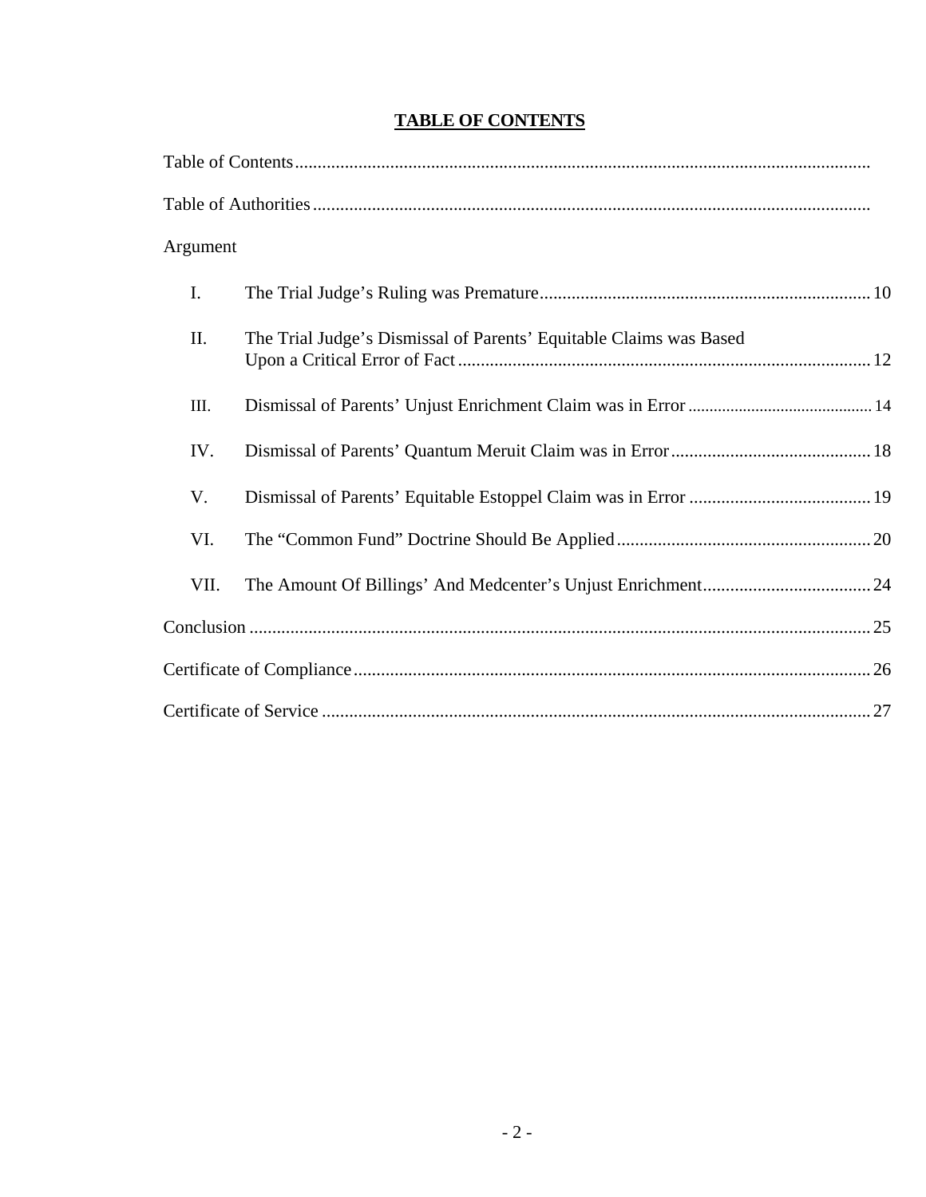# TABLE OF CONTENTS

Table of Contents

Table of Authorities

Argument

| | | |
|---|---|---|
| I. | The Trial Judge's Ruling was Premature | 10 |
| II. | The Trial Judge's Dismissal of Parents' Equitable Claims was Based Upon a Critical Error of Fact | 12 |
| III. | Dismissal of Parents' Unjust Enrichment Claim was in Error | 14 |
| IV. | Dismissal of Parents' Quantum Meruit Claim was in Error | 18 |
| V. | Dismissal of Parents' Equitable Estoppel Claim was in Error | 19 |
| VI. | The "Common Fund" Doctrine Should Be Applied | 20 |
| VII. | The Amount Of Billings' And Medcenter's Unjust Enrichment | 24 |

Conclusion ..... 25

Certificate of Compliance ..... 26

Certificate of Service ..... 27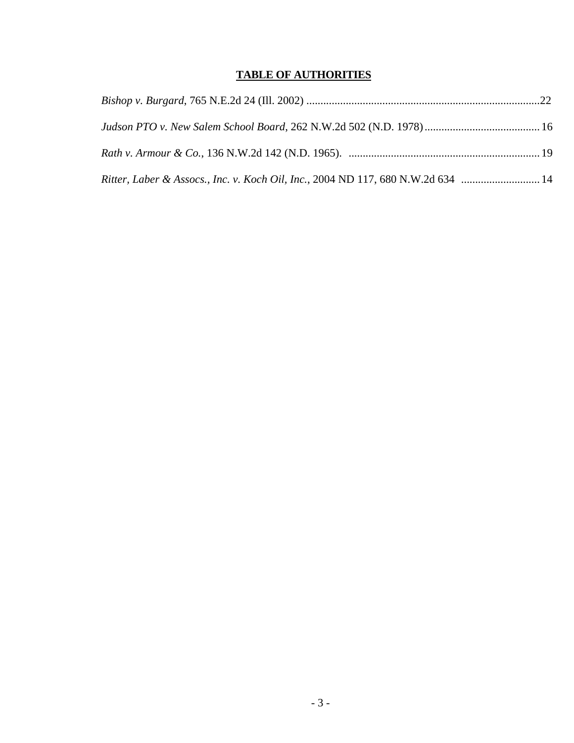**TABLE OF AUTHORITIES**

*Bishop v. Burgard*, 765 N.E.2d 24 (Ill. 2002) ..................................................................................22

*Judson PTO v. New Salem School Board*, 262 N.W.2d 502 (N.D. 1978).........................................16

*Rath v. Armour & Co.*, 136 N.W.2d 142 (N.D. 1965). ...................................................................19

*Ritter, Laber & Assocs., Inc. v. Koch Oil, Inc.*, 2004 ND 117, 680 N.W.2d 634 ............................14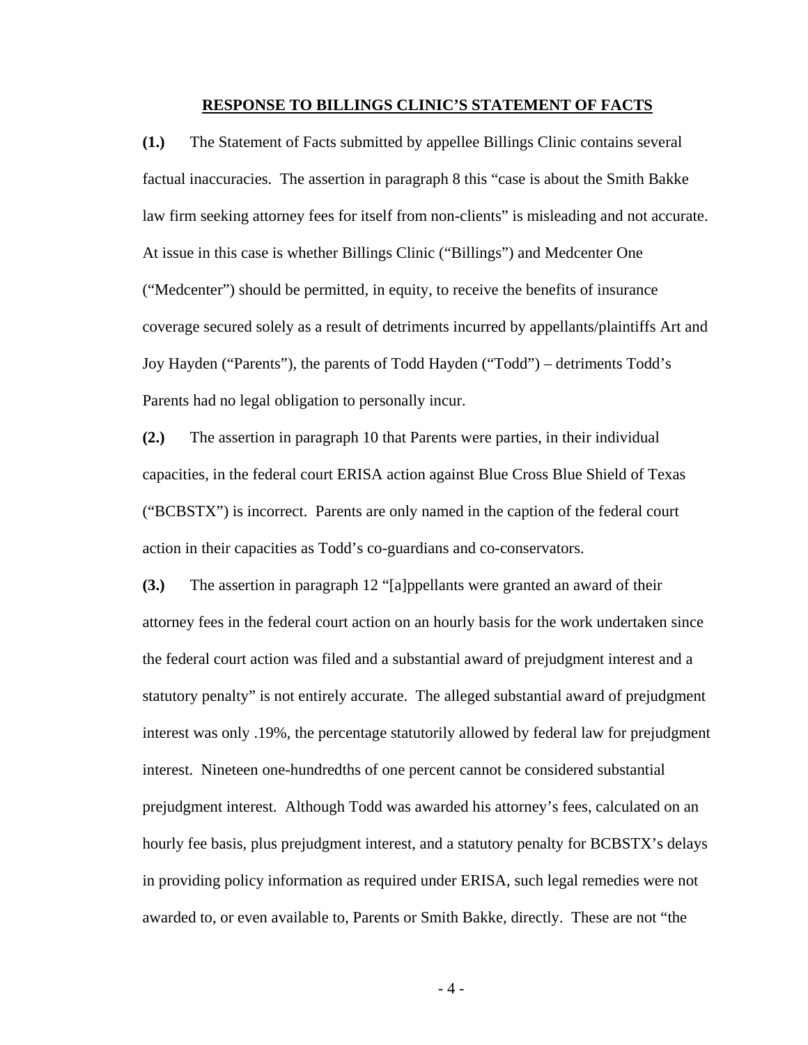## RESPONSE TO BILLINGS CLINIC'S STATEMENT OF FACTS

**(1.)** The Statement of Facts submitted by appellee Billings Clinic contains several factual inaccuracies. The assertion in paragraph 8 this "case is about the Smith Bakke law firm seeking attorney fees for itself from non-clients" is misleading and not accurate. At issue in this case is whether Billings Clinic ("Billings") and Medcenter One ("Medcenter") should be permitted, in equity, to receive the benefits of insurance coverage secured solely as a result of detriments incurred by appellants/plaintiffs Art and Joy Hayden ("Parents"), the parents of Todd Hayden ("Todd") – detriments Todd's Parents had no legal obligation to personally incur.

**(2.)** The assertion in paragraph 10 that Parents were parties, in their individual capacities, in the federal court ERISA action against Blue Cross Blue Shield of Texas ("BCBSTX") is incorrect. Parents are only named in the caption of the federal court action in their capacities as Todd's co-guardians and co-conservators.

**(3.)** The assertion in paragraph 12 "[a]ppellants were granted an award of their attorney fees in the federal court action on an hourly basis for the work undertaken since the federal court action was filed and a substantial award of prejudgment interest and a statutory penalty" is not entirely accurate. The alleged substantial award of prejudgment interest was only .19%, the percentage statutorily allowed by federal law for prejudgment interest. Nineteen one-hundredths of one percent cannot be considered substantial prejudgment interest. Although Todd was awarded his attorney's fees, calculated on an hourly fee basis, plus prejudgment interest, and a statutory penalty for BCBSTX's delays in providing policy information as required under ERISA, such legal remedies were not awarded to, or even available to, Parents or Smith Bakke, directly. These are not "the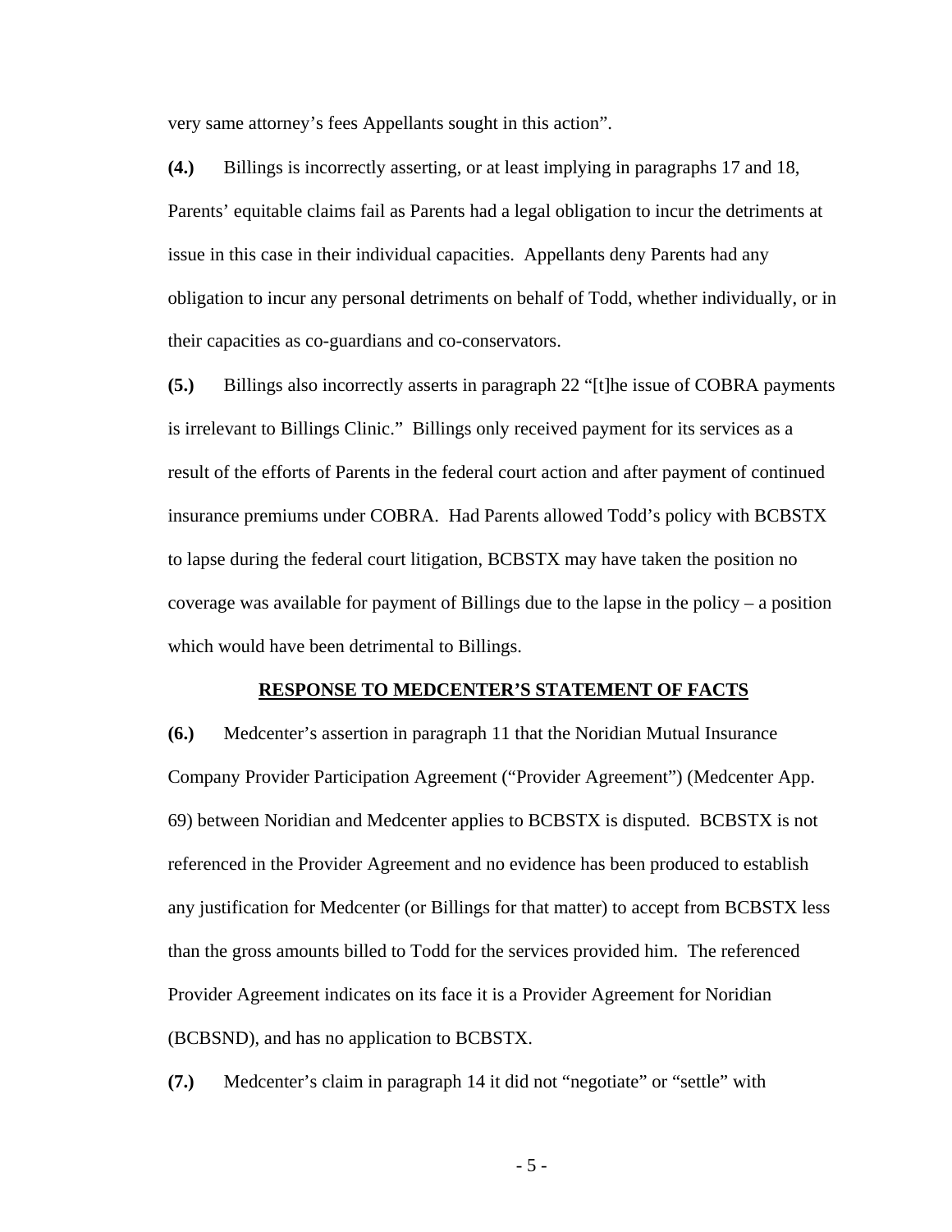very same attorney's fees Appellants sought in this action".

**(4.)** Billings is incorrectly asserting, or at least implying in paragraphs 17 and 18, Parents' equitable claims fail as Parents had a legal obligation to incur the detriments at issue in this case in their individual capacities. Appellants deny Parents had any obligation to incur any personal detriments on behalf of Todd, whether individually, or in their capacities as co-guardians and co-conservators.

**(5.)** Billings also incorrectly asserts in paragraph 22 "[t]he issue of COBRA payments is irrelevant to Billings Clinic." Billings only received payment for its services as a result of the efforts of Parents in the federal court action and after payment of continued insurance premiums under COBRA. Had Parents allowed Todd's policy with BCBSTX to lapse during the federal court litigation, BCBSTX may have taken the position no coverage was available for payment of Billings due to the lapse in the policy – a position which would have been detrimental to Billings.

**RESPONSE TO MEDCENTER'S STATEMENT OF FACTS**

**(6.)** Medcenter's assertion in paragraph 11 that the Noridian Mutual Insurance Company Provider Participation Agreement ("Provider Agreement") (Medcenter App. 69) between Noridian and Medcenter applies to BCBSTX is disputed. BCBSTX is not referenced in the Provider Agreement and no evidence has been produced to establish any justification for Medcenter (or Billings for that matter) to accept from BCBSTX less than the gross amounts billed to Todd for the services provided him. The referenced Provider Agreement indicates on its face it is a Provider Agreement for Noridian (BCBSND), and has no application to BCBSTX.

**(7.)** Medcenter's claim in paragraph 14 it did not "negotiate" or "settle" with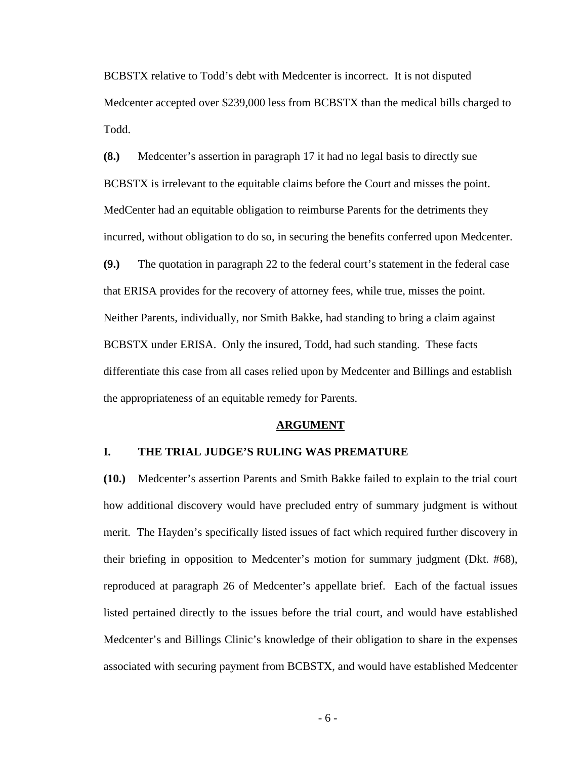BCBSTX relative to Todd's debt with Medcenter is incorrect. It is not disputed Medcenter accepted over $239,000 less from BCBSTX than the medical bills charged to Todd.

**(8.)** Medcenter's assertion in paragraph 17 it had no legal basis to directly sue BCBSTX is irrelevant to the equitable claims before the Court and misses the point. MedCenter had an equitable obligation to reimburse Parents for the detriments they incurred, without obligation to do so, in securing the benefits conferred upon Medcenter.

**(9.)** The quotation in paragraph 22 to the federal court's statement in the federal case that ERISA provides for the recovery of attorney fees, while true, misses the point. Neither Parents, individually, nor Smith Bakke, had standing to bring a claim against BCBSTX under ERISA. Only the insured, Todd, had such standing. These facts differentiate this case from all cases relied upon by Medcenter and Billings and establish the appropriateness of an equitable remedy for Parents.

## ARGUMENT

### I. THE TRIAL JUDGE'S RULING WAS PREMATURE

**(10.)** Medcenter's assertion Parents and Smith Bakke failed to explain to the trial court how additional discovery would have precluded entry of summary judgment is without merit. The Hayden's specifically listed issues of fact which required further discovery in their briefing in opposition to Medcenter's motion for summary judgment (Dkt. #68), reproduced at paragraph 26 of Medcenter's appellate brief. Each of the factual issues listed pertained directly to the issues before the trial court, and would have established Medcenter's and Billings Clinic's knowledge of their obligation to share in the expenses associated with securing payment from BCBSTX, and would have established Medcenter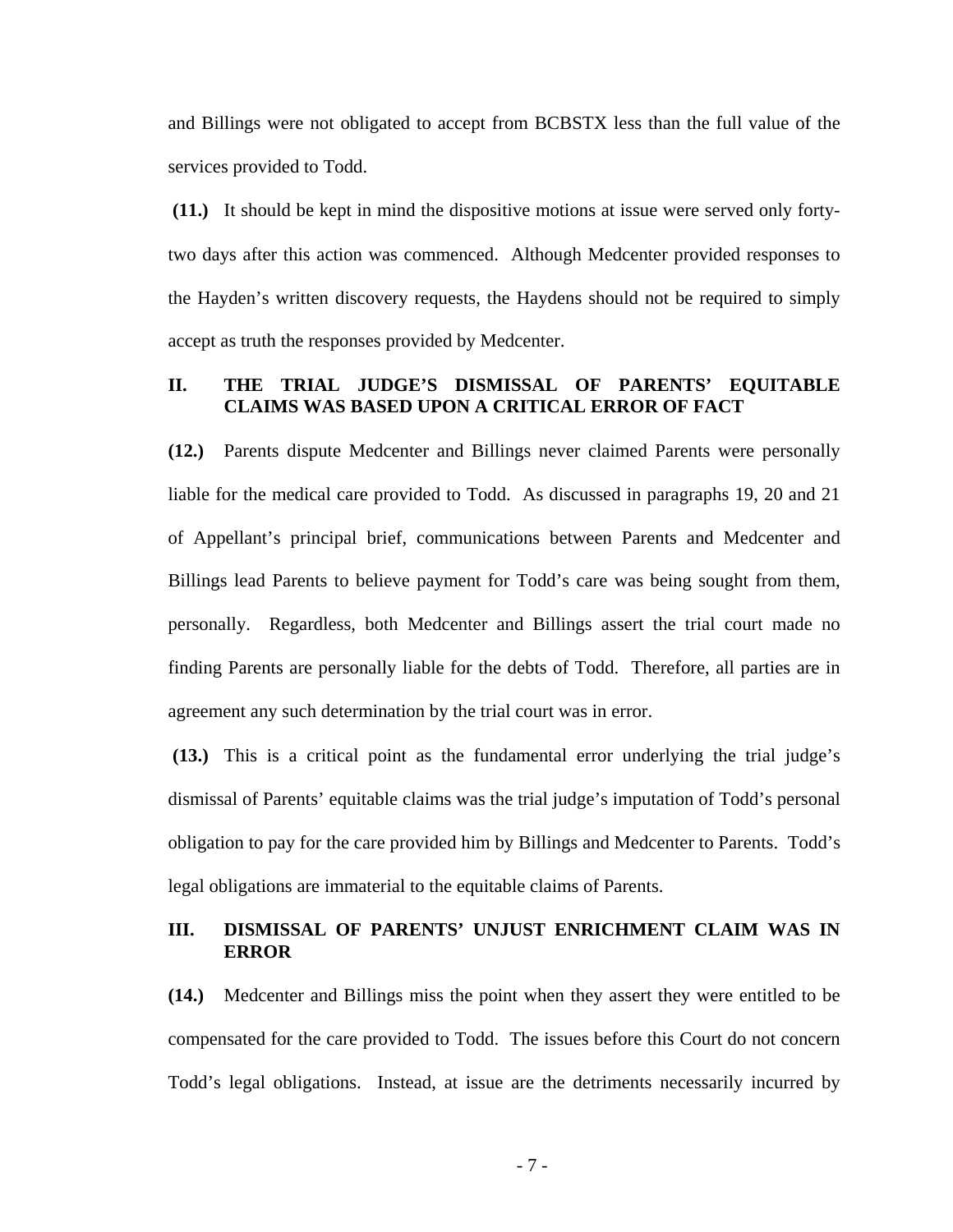and Billings were not obligated to accept from BCBSTX less than the full value of the services provided to Todd.

**(11.)** It should be kept in mind the dispositive motions at issue were served only forty-two days after this action was commenced. Although Medcenter provided responses to the Hayden's written discovery requests, the Haydens should not be required to simply accept as truth the responses provided by Medcenter.

## II. THE TRIAL JUDGE'S DISMISSAL OF PARENTS' EQUITABLE CLAIMS WAS BASED UPON A CRITICAL ERROR OF FACT

**(12.)** Parents dispute Medcenter and Billings never claimed Parents were personally liable for the medical care provided to Todd. As discussed in paragraphs 19, 20 and 21 of Appellant's principal brief, communications between Parents and Medcenter and Billings lead Parents to believe payment for Todd's care was being sought from them, personally. Regardless, both Medcenter and Billings assert the trial court made no finding Parents are personally liable for the debts of Todd. Therefore, all parties are in agreement any such determination by the trial court was in error.

**(13.)** This is a critical point as the fundamental error underlying the trial judge's dismissal of Parents' equitable claims was the trial judge's imputation of Todd's personal obligation to pay for the care provided him by Billings and Medcenter to Parents. Todd's legal obligations are immaterial to the equitable claims of Parents.

## III. DISMISSAL OF PARENTS' UNJUST ENRICHMENT CLAIM WAS IN ERROR

**(14.)** Medcenter and Billings miss the point when they assert they were entitled to be compensated for the care provided to Todd. The issues before this Court do not concern Todd's legal obligations. Instead, at issue are the detriments necessarily incurred by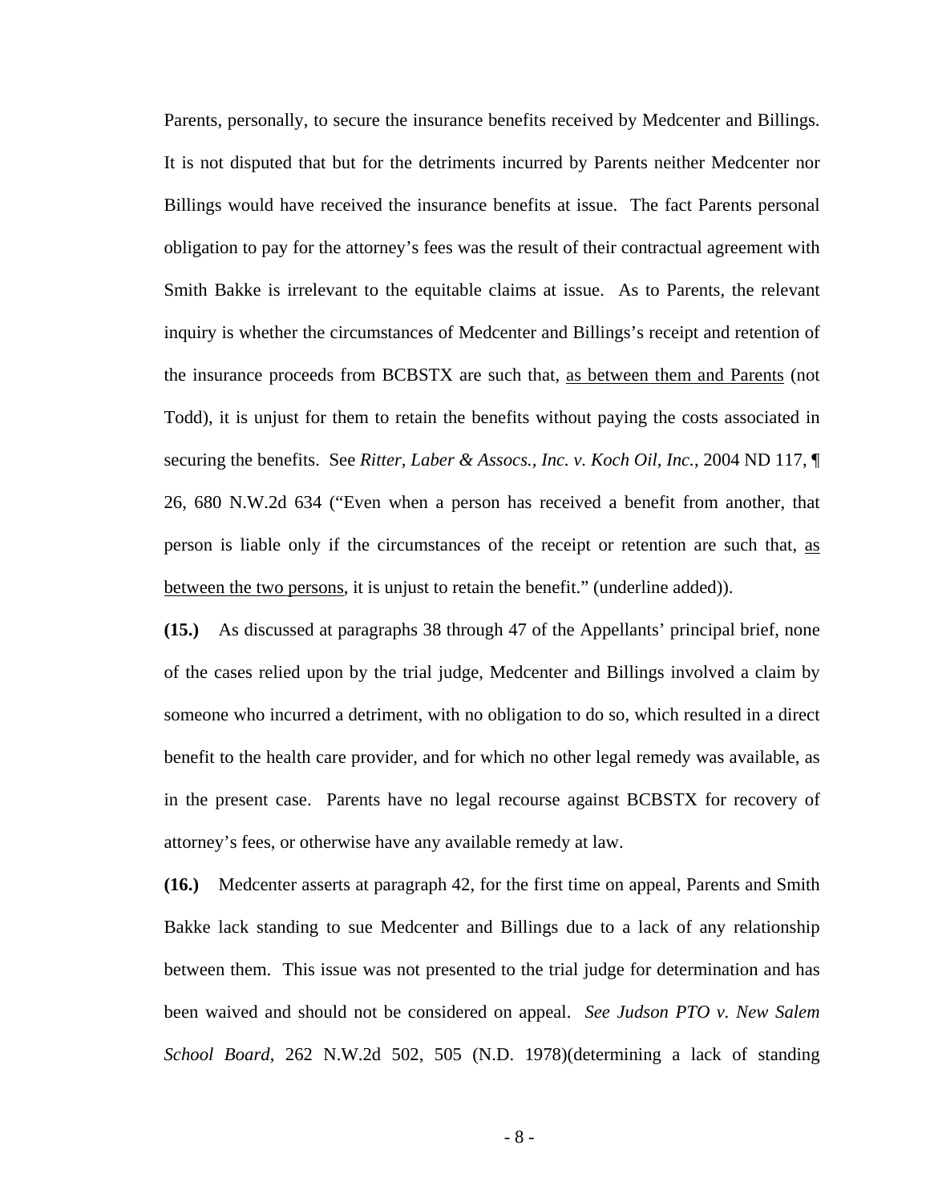Parents, personally, to secure the insurance benefits received by Medcenter and Billings. It is not disputed that but for the detriments incurred by Parents neither Medcenter nor Billings would have received the insurance benefits at issue. The fact Parents personal obligation to pay for the attorney's fees was the result of their contractual agreement with Smith Bakke is irrelevant to the equitable claims at issue. As to Parents, the relevant inquiry is whether the circumstances of Medcenter and Billings's receipt and retention of the insurance proceeds from BCBSTX are such that, <u>as between them and Parents</u> (not Todd), it is unjust for them to retain the benefits without paying the costs associated in securing the benefits. See *Ritter, Laber & Assocs., Inc. v. Koch Oil, Inc.*, 2004 ND 117, ¶ 26, 680 N.W.2d 634 ("Even when a person has received a benefit from another, that person is liable only if the circumstances of the receipt or retention are such that, <u>as between the two persons</u>, it is unjust to retain the benefit." (underline added)).

**(15.)** As discussed at paragraphs 38 through 47 of the Appellants' principal brief, none of the cases relied upon by the trial judge, Medcenter and Billings involved a claim by someone who incurred a detriment, with no obligation to do so, which resulted in a direct benefit to the health care provider, and for which no other legal remedy was available, as in the present case. Parents have no legal recourse against BCBSTX for recovery of attorney's fees, or otherwise have any available remedy at law.

**(16.)** Medcenter asserts at paragraph 42, for the first time on appeal, Parents and Smith Bakke lack standing to sue Medcenter and Billings due to a lack of any relationship between them. This issue was not presented to the trial judge for determination and has been waived and should not be considered on appeal. *See Judson PTO v. New Salem School Board*, 262 N.W.2d 502, 505 (N.D. 1978)(determining a lack of standing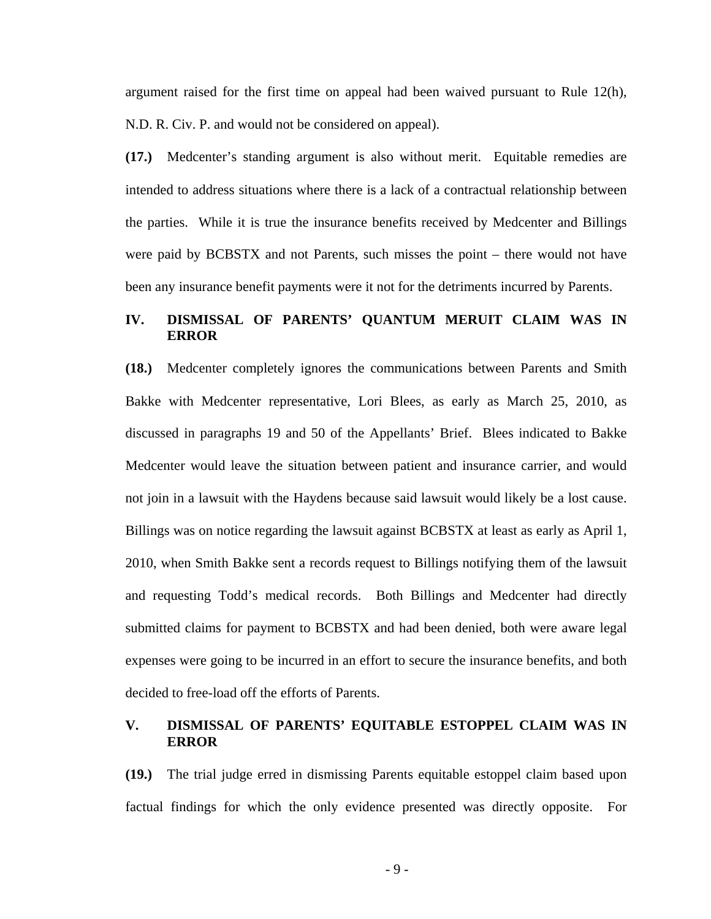argument raised for the first time on appeal had been waived pursuant to Rule 12(h), N.D. R. Civ. P. and would not be considered on appeal).

**(17.)** Medcenter's standing argument is also without merit. Equitable remedies are intended to address situations where there is a lack of a contractual relationship between the parties. While it is true the insurance benefits received by Medcenter and Billings were paid by BCBSTX and not Parents, such misses the point – there would not have been any insurance benefit payments were it not for the detriments incurred by Parents.

## IV. DISMISSAL OF PARENTS' QUANTUM MERUIT CLAIM WAS IN ERROR

**(18.)** Medcenter completely ignores the communications between Parents and Smith Bakke with Medcenter representative, Lori Blees, as early as March 25, 2010, as discussed in paragraphs 19 and 50 of the Appellants' Brief. Blees indicated to Bakke Medcenter would leave the situation between patient and insurance carrier, and would not join in a lawsuit with the Haydens because said lawsuit would likely be a lost cause. Billings was on notice regarding the lawsuit against BCBSTX at least as early as April 1, 2010, when Smith Bakke sent a records request to Billings notifying them of the lawsuit and requesting Todd's medical records. Both Billings and Medcenter had directly submitted claims for payment to BCBSTX and had been denied, both were aware legal expenses were going to be incurred in an effort to secure the insurance benefits, and both decided to free-load off the efforts of Parents.

## V. DISMISSAL OF PARENTS' EQUITABLE ESTOPPEL CLAIM WAS IN ERROR

**(19.)** The trial judge erred in dismissing Parents equitable estoppel claim based upon factual findings for which the only evidence presented was directly opposite. For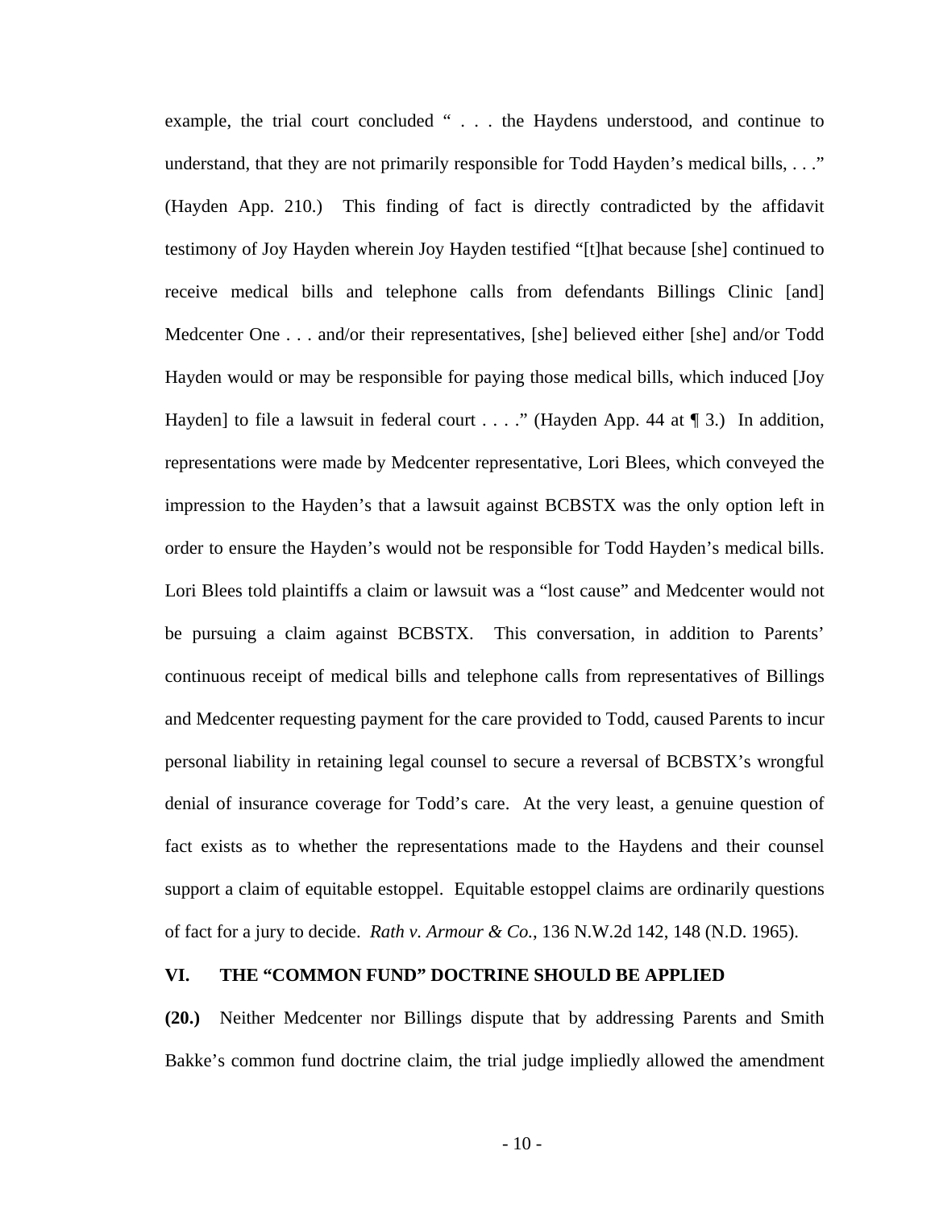example, the trial court concluded " . . . the Haydens understood, and continue to understand, that they are not primarily responsible for Todd Hayden's medical bills, . . ." (Hayden App. 210.) This finding of fact is directly contradicted by the affidavit testimony of Joy Hayden wherein Joy Hayden testified "[t]hat because [she] continued to receive medical bills and telephone calls from defendants Billings Clinic [and] Medcenter One . . . and/or their representatives, [she] believed either [she] and/or Todd Hayden would or may be responsible for paying those medical bills, which induced [Joy Hayden] to file a lawsuit in federal court . . . ." (Hayden App. 44 at ¶ 3.) In addition, representations were made by Medcenter representative, Lori Blees, which conveyed the impression to the Hayden's that a lawsuit against BCBSTX was the only option left in order to ensure the Hayden's would not be responsible for Todd Hayden's medical bills. Lori Blees told plaintiffs a claim or lawsuit was a "lost cause" and Medcenter would not be pursuing a claim against BCBSTX. This conversation, in addition to Parents' continuous receipt of medical bills and telephone calls from representatives of Billings and Medcenter requesting payment for the care provided to Todd, caused Parents to incur personal liability in retaining legal counsel to secure a reversal of BCBSTX's wrongful denial of insurance coverage for Todd's care. At the very least, a genuine question of fact exists as to whether the representations made to the Haydens and their counsel support a claim of equitable estoppel. Equitable estoppel claims are ordinarily questions of fact for a jury to decide. *Rath v. Armour & Co.*, 136 N.W.2d 142, 148 (N.D. 1965).

## VI. THE "COMMON FUND" DOCTRINE SHOULD BE APPLIED

**(20.)** Neither Medcenter nor Billings dispute that by addressing Parents and Smith Bakke's common fund doctrine claim, the trial judge impliedly allowed the amendment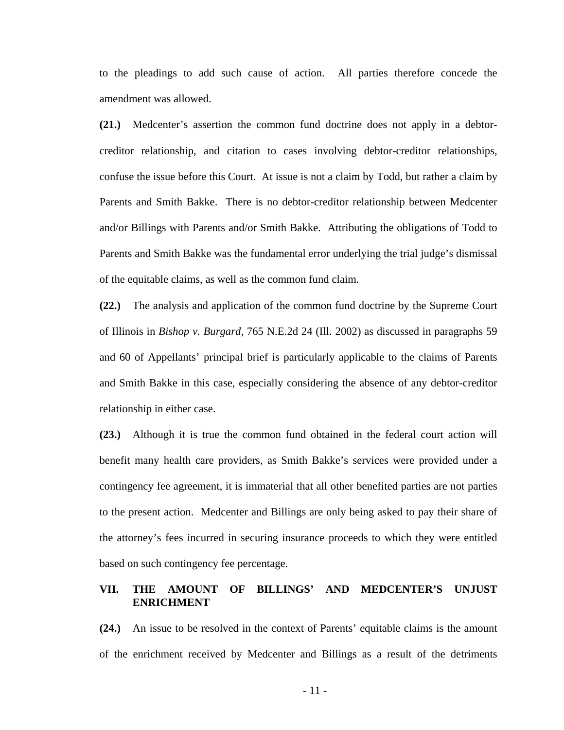to the pleadings to add such cause of action. All parties therefore concede the amendment was allowed.

**(21.)** Medcenter's assertion the common fund doctrine does not apply in a debtor-creditor relationship, and citation to cases involving debtor-creditor relationships, confuse the issue before this Court. At issue is not a claim by Todd, but rather a claim by Parents and Smith Bakke. There is no debtor-creditor relationship between Medcenter and/or Billings with Parents and/or Smith Bakke. Attributing the obligations of Todd to Parents and Smith Bakke was the fundamental error underlying the trial judge's dismissal of the equitable claims, as well as the common fund claim.

**(22.)** The analysis and application of the common fund doctrine by the Supreme Court of Illinois in *Bishop v. Burgard*, 765 N.E.2d 24 (Ill. 2002) as discussed in paragraphs 59 and 60 of Appellants' principal brief is particularly applicable to the claims of Parents and Smith Bakke in this case, especially considering the absence of any debtor-creditor relationship in either case.

**(23.)** Although it is true the common fund obtained in the federal court action will benefit many health care providers, as Smith Bakke's services were provided under a contingency fee agreement, it is immaterial that all other benefited parties are not parties to the present action. Medcenter and Billings are only being asked to pay their share of the attorney's fees incurred in securing insurance proceeds to which they were entitled based on such contingency fee percentage.

## VII. THE AMOUNT OF BILLINGS' AND MEDCENTER'S UNJUST ENRICHMENT

**(24.)** An issue to be resolved in the context of Parents' equitable claims is the amount of the enrichment received by Medcenter and Billings as a result of the detriments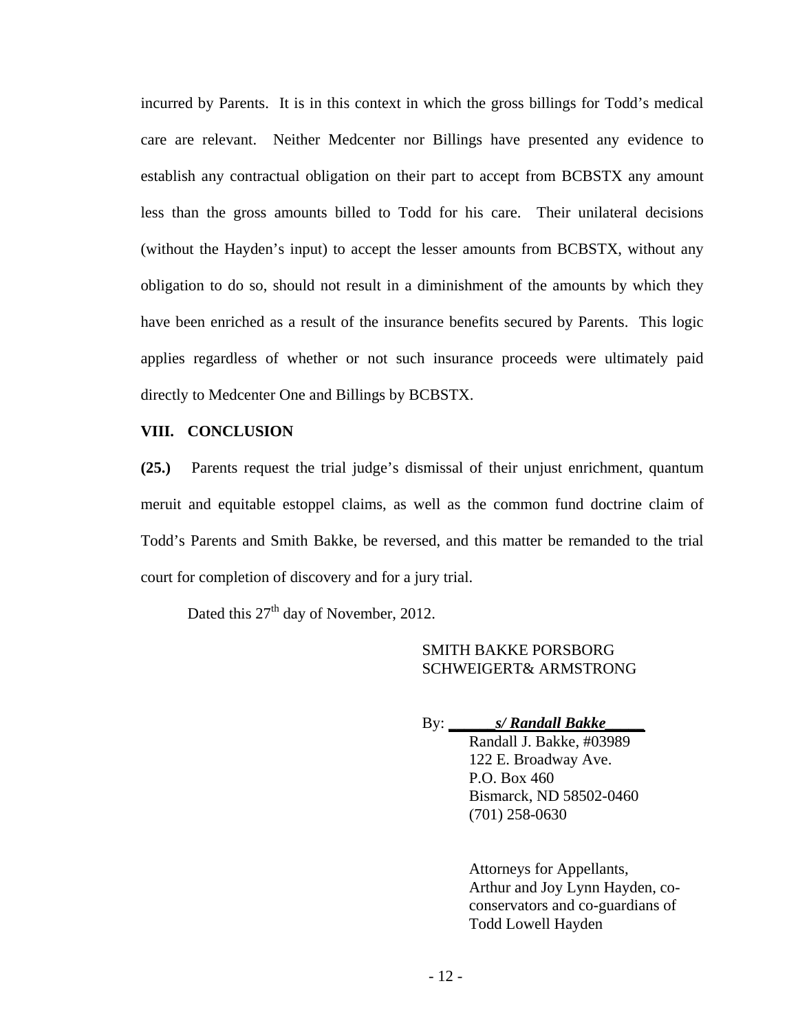incurred by Parents. It is in this context in which the gross billings for Todd's medical care are relevant. Neither Medcenter nor Billings have presented any evidence to establish any contractual obligation on their part to accept from BCBSTX any amount less than the gross amounts billed to Todd for his care. Their unilateral decisions (without the Hayden's input) to accept the lesser amounts from BCBSTX, without any obligation to do so, should not result in a diminishment of the amounts by which they have been enriched as a result of the insurance benefits secured by Parents. This logic applies regardless of whether or not such insurance proceeds were ultimately paid directly to Medcenter One and Billings by BCBSTX.

## VIII. CONCLUSION

**(25.)** Parents request the trial judge's dismissal of their unjust enrichment, quantum meruit and equitable estoppel claims, as well as the common fund doctrine claim of Todd's Parents and Smith Bakke, be reversed, and this matter be remanded to the trial court for completion of discovery and for a jury trial.

Dated this 27th day of November, 2012.

SMITH BAKKE PORSBORG
SCHWEIGERT& ARMSTRONG

By: ______*s/ Randall Bakke*_____
Randall J. Bakke, #03989
122 E. Broadway Ave.
P.O. Box 460
Bismarck, ND 58502-0460
(701) 258-0630

Attorneys for Appellants,
Arthur and Joy Lynn Hayden, co-conservators and co-guardians of
Todd Lowell Hayden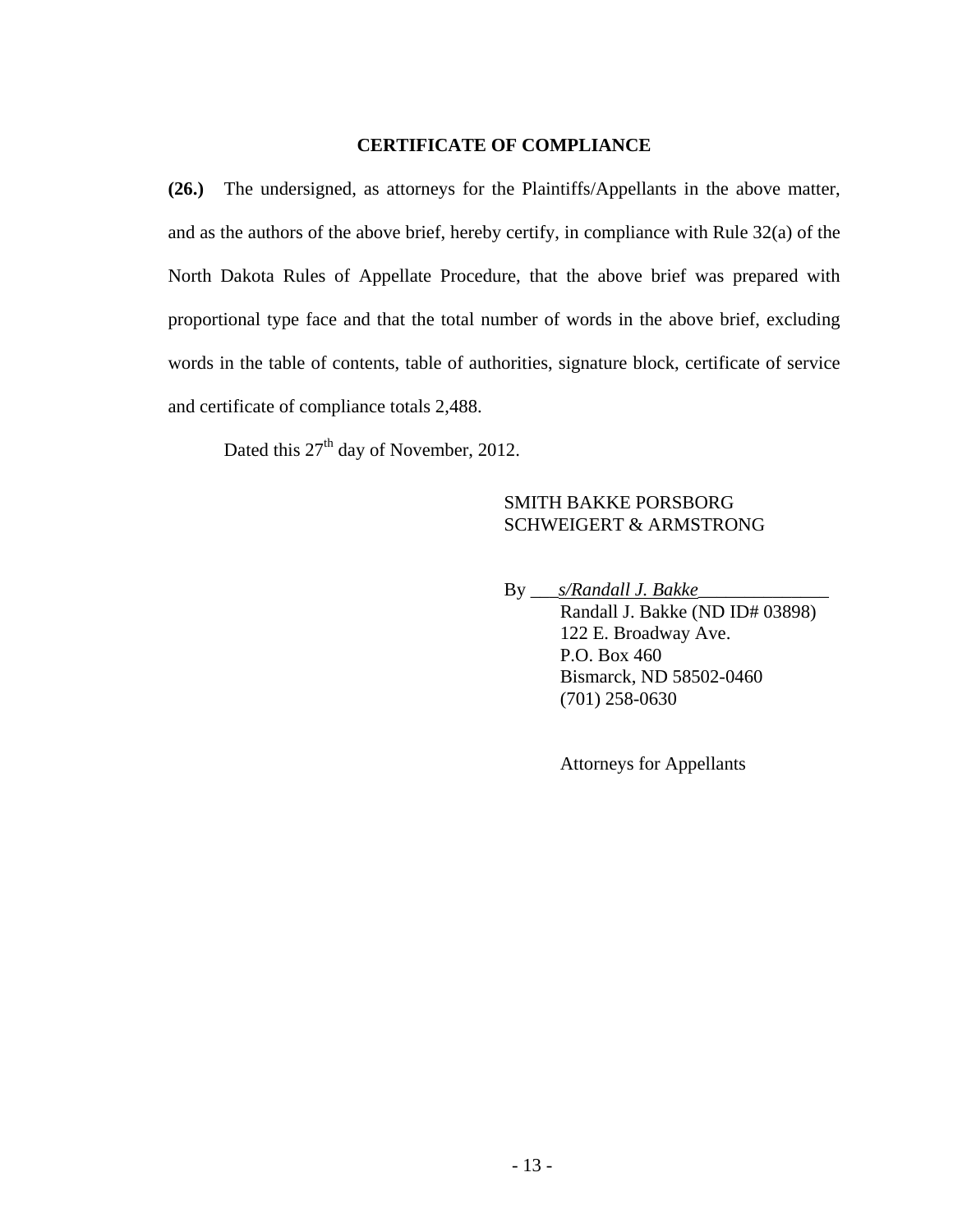## CERTIFICATE OF COMPLIANCE

**(26.)** The undersigned, as attorneys for the Plaintiffs/Appellants in the above matter, and as the authors of the above brief, hereby certify, in compliance with Rule 32(a) of the North Dakota Rules of Appellate Procedure, that the above brief was prepared with proportional type face and that the total number of words in the above brief, excluding words in the table of contents, table of authorities, signature block, certificate of service and certificate of compliance totals 2,488.

Dated this 27th day of November, 2012.

SMITH BAKKE PORSBORG
SCHWEIGERT & ARMSTRONG

By ___*s/Randall J. Bakke*______________
Randall J. Bakke (ND ID# 03898)
122 E. Broadway Ave.
P.O. Box 460
Bismarck, ND 58502-0460
(701) 258-0630

Attorneys for Appellants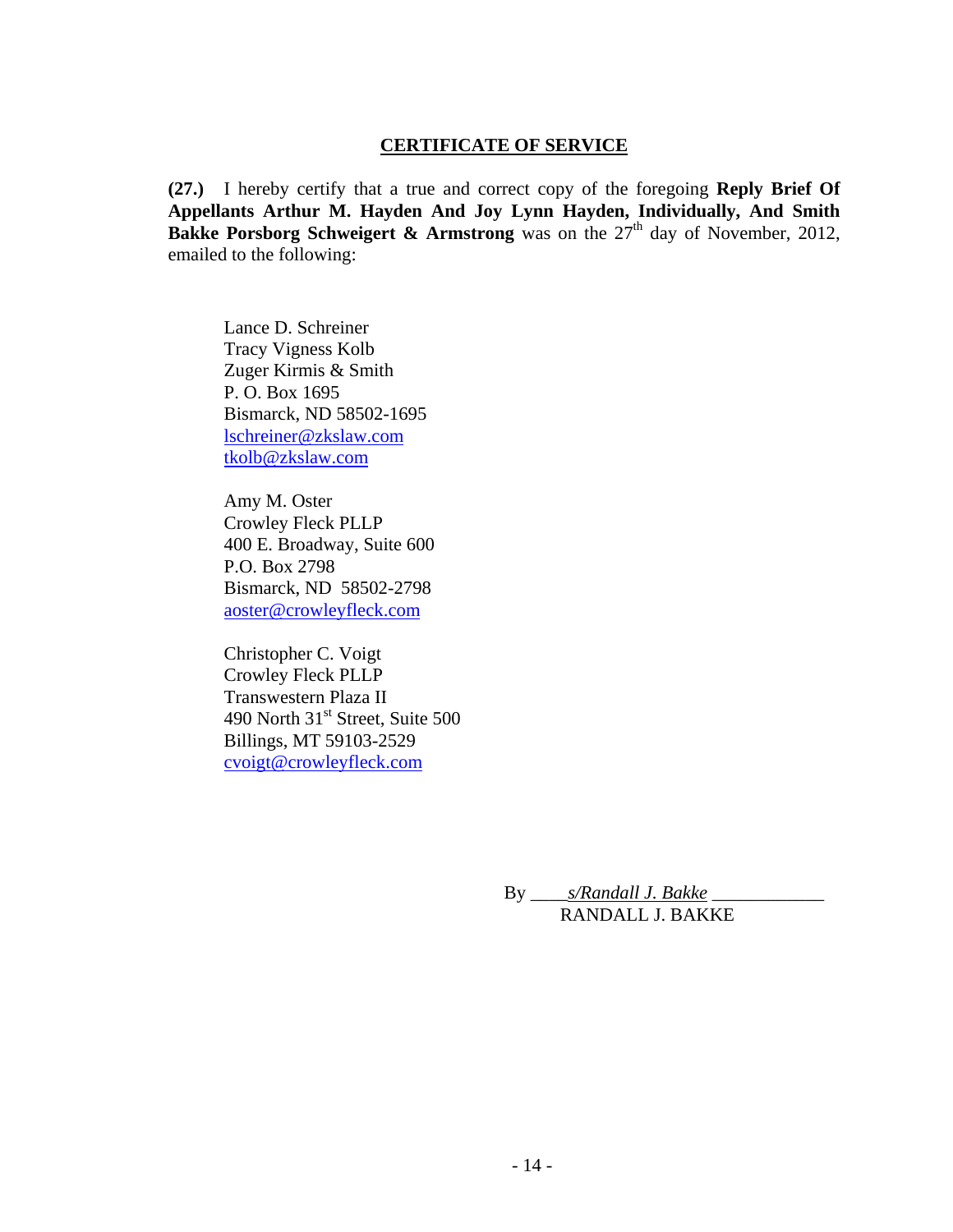## CERTIFICATE OF SERVICE

**(27.)** I hereby certify that a true and correct copy of the foregoing **Reply Brief Of Appellants Arthur M. Hayden And Joy Lynn Hayden, Individually, And Smith Bakke Porsborg Schweigert & Armstrong** was on the 27th day of November, 2012, emailed to the following:

Lance D. Schreiner
Tracy Vigness Kolb
Zuger Kirmis & Smith
P. O. Box 1695
Bismarck, ND 58502-1695
lschreiner@zkslaw.com
tkolb@zkslaw.com

Amy M. Oster
Crowley Fleck PLLP
400 E. Broadway, Suite 600
P.O. Box 2798
Bismarck, ND 58502-2798
aoster@crowleyfleck.com

Christopher C. Voigt
Crowley Fleck PLLP
Transwestern Plaza II
490 North 31st Street, Suite 500
Billings, MT 59103-2529
cvoigt@crowleyfleck.com

By ____*s/Randall J. Bakke* ____________
RANDALL J. BAKKE